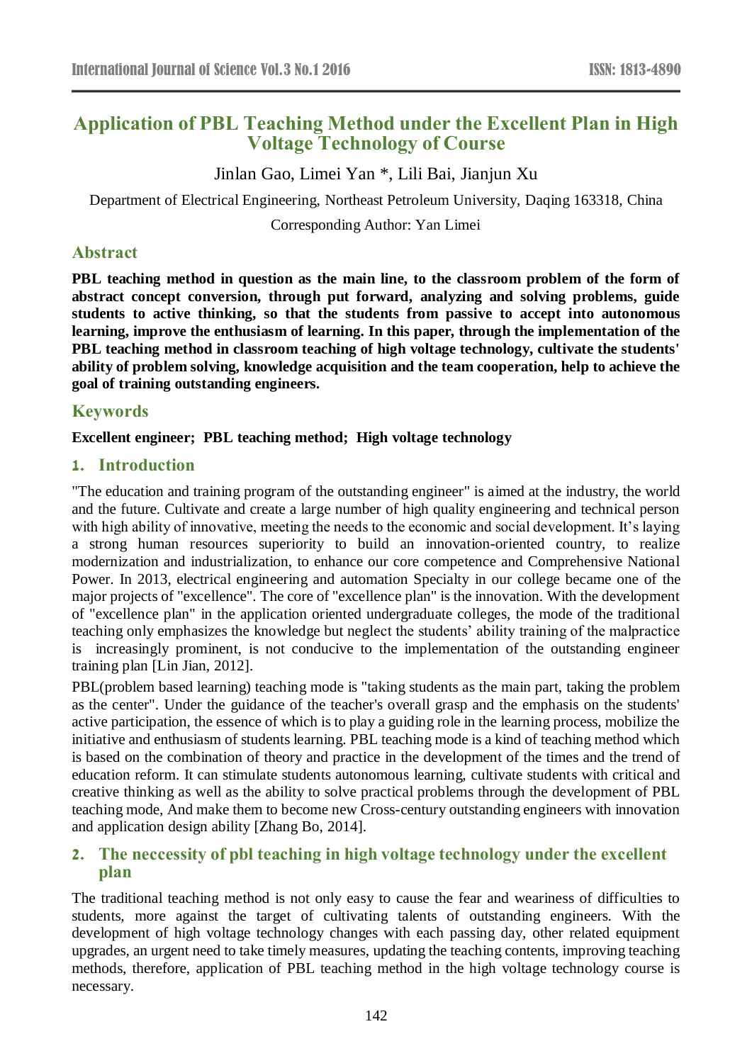# Application of PBL Teaching Method under the Excellent Plan in High Voltage Technology of Course

Jinlan Gao, Limei Yan *, Lili Bai, Jianjun Xu

Department of Electrical Engineering, Northeast Petroleum University, Daqing 163318, China

Corresponding Author: Yan Limei

## Abstract

**PBL teaching method in question as the main line, to the classroom problem of the form of abstract concept conversion, through put forward, analyzing and solving problems, guide students to active thinking, so that the students from passive to accept into autonomous learning, improve the enthusiasm of learning. In this paper, through the implementation of the PBL teaching method in classroom teaching of high voltage technology, cultivate the students' ability of problem solving, knowledge acquisition and the team cooperation, help to achieve the goal of training outstanding engineers.**

## Keywords

**Excellent engineer; PBL teaching method; High voltage technology**

## 1. Introduction

"The education and training program of the outstanding engineer" is aimed at the industry, the world and the future. Cultivate and create a large number of high quality engineering and technical person with high ability of innovative, meeting the needs to the economic and social development. It's laying a strong human resources superiority to build an innovation-oriented country, to realize modernization and industrialization, to enhance our core competence and Comprehensive National Power. In 2013, electrical engineering and automation Specialty in our college became one of the major projects of "excellence". The core of "excellence plan" is the innovation. With the development of "excellence plan" in the application oriented undergraduate colleges, the mode of the traditional teaching only emphasizes the knowledge but neglect the students' ability training of the malpractice is increasingly prominent, is not conducive to the implementation of the outstanding engineer training plan [Lin Jian, 2012].

PBL(problem based learning) teaching mode is "taking students as the main part, taking the problem as the center". Under the guidance of the teacher's overall grasp and the emphasis on the students' active participation, the essence of which is to play a guiding role in the learning process, mobilize the initiative and enthusiasm of students learning. PBL teaching mode is a kind of teaching method which is based on the combination of theory and practice in the development of the times and the trend of education reform. It can stimulate students autonomous learning, cultivate students with critical and creative thinking as well as the ability to solve practical problems through the development of PBL teaching mode, And make them to become new Cross-century outstanding engineers with innovation and application design ability [Zhang Bo, 2014].

## 2. The neccessity of pbl teaching in high voltage technology under the excellent plan

The traditional teaching method is not only easy to cause the fear and weariness of difficulties to students, more against the target of cultivating talents of outstanding engineers. With the development of high voltage technology changes with each passing day, other related equipment upgrades, an urgent need to take timely measures, updating the teaching contents, improving teaching methods, therefore, application of PBL teaching method in the high voltage technology course is necessary.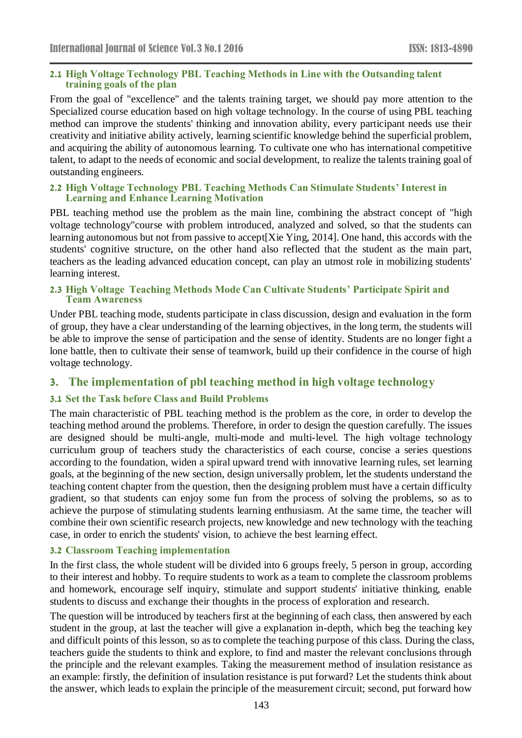### 2.1 High Voltage Technology PBL Teaching Methods in Line with the Outsanding talent training goals of the plan

From the goal of "excellence" and the talents training target, we should pay more attention to the Specialized course education based on high voltage technology. In the course of using PBL teaching method can improve the students' thinking and innovation ability, every participant needs use their creativity and initiative ability actively, learning scientific knowledge behind the superficial problem, and acquiring the ability of autonomous learning. To cultivate one who has international competitive talent, to adapt to the needs of economic and social development, to realize the talents training goal of outstanding engineers.

### 2.2 High Voltage Technology PBL Teaching Methods Can Stimulate Students' Interest in Learning and Enhance Learning Motivation

PBL teaching method use the problem as the main line, combining the abstract concept of "high voltage technology"course with problem introduced, analyzed and solved, so that the students can learning autonomous but not from passive to accept[Xie Ying, 2014]. One hand, this accords with the students' cognitive structure, on the other hand also reflected that the student as the main part, teachers as the leading advanced education concept, can play an utmost role in mobilizing students' learning interest.

### 2.3 High Voltage Teaching Methods Mode Can Cultivate Students' Participate Spirit and Team Awareness

Under PBL teaching mode, students participate in class discussion, design and evaluation in the form of group, they have a clear understanding of the learning objectives, in the long term, the students will be able to improve the sense of participation and the sense of identity. Students are no longer fight a lone battle, then to cultivate their sense of teamwork, build up their confidence in the course of high voltage technology.

## 3. The implementation of pbl teaching method in high voltage technology

### 3.1 Set the Task before Class and Build Problems

The main characteristic of PBL teaching method is the problem as the core, in order to develop the teaching method around the problems. Therefore, in order to design the question carefully. The issues are designed should be multi-angle, multi-mode and multi-level. The high voltage technology curriculum group of teachers study the characteristics of each course, concise a series questions according to the foundation, widen a spiral upward trend with innovative learning rules, set learning goals, at the beginning of the new section, design universally problem, let the students understand the teaching content chapter from the question, then the designing problem must have a certain difficulty gradient, so that students can enjoy some fun from the process of solving the problems, so as to achieve the purpose of stimulating students learning enthusiasm. At the same time, the teacher will combine their own scientific research projects, new knowledge and new technology with the teaching case, in order to enrich the students' vision, to achieve the best learning effect.

### 3.2 Classroom Teaching implementation

In the first class, the whole student will be divided into 6 groups freely, 5 person in group, according to their interest and hobby. To require students to work as a team to complete the classroom problems and homework, encourage self inquiry, stimulate and support students' initiative thinking, enable students to discuss and exchange their thoughts in the process of exploration and research.

The question will be introduced by teachers first at the beginning of each class, then answered by each student in the group, at last the teacher will give a explanation in-depth, which beg the teaching key and difficult points of this lesson, so as to complete the teaching purpose of this class. During the class, teachers guide the students to think and explore, to find and master the relevant conclusions through the principle and the relevant examples. Taking the measurement method of insulation resistance as an example: firstly, the definition of insulation resistance is put forward? Let the students think about the answer, which leads to explain the principle of the measurement circuit; second, put forward how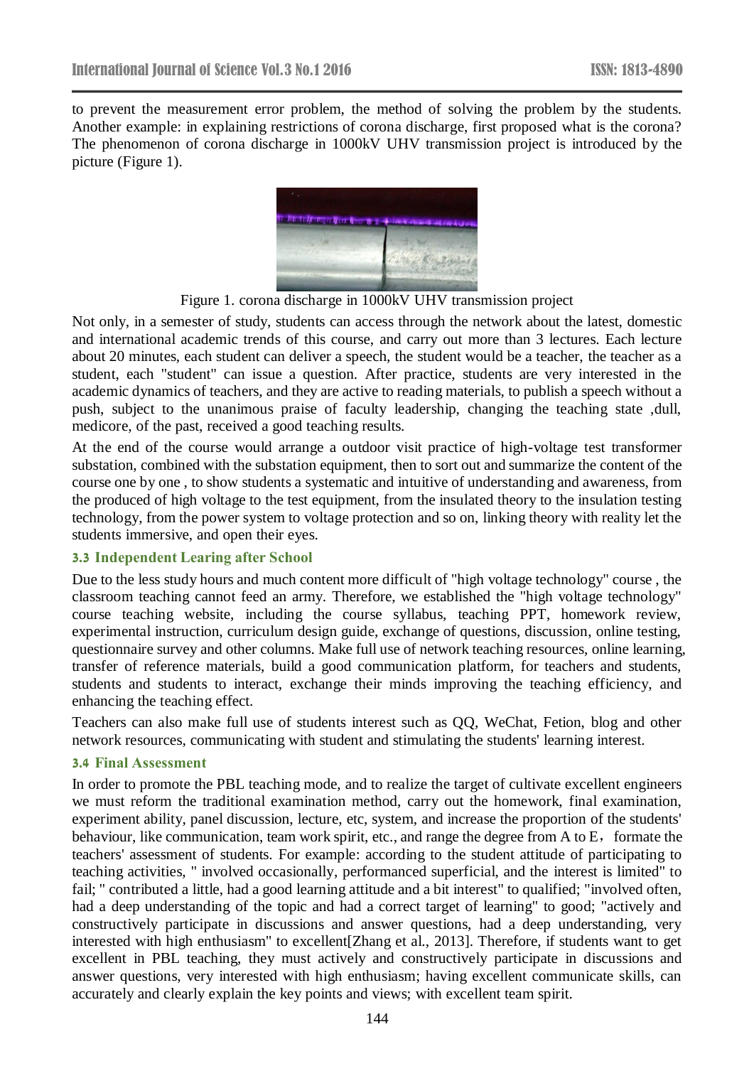to prevent the measurement error problem, the method of solving the problem by the students. Another example: in explaining restrictions of corona discharge, first proposed what is the corona? The phenomenon of corona discharge in 1000kV UHV transmission project is introduced by the picture (Figure 1).

Figure 1. corona discharge in 1000kV UHV transmission project

Not only, in a semester of study, students can access through the network about the latest, domestic and international academic trends of this course, and carry out more than 3 lectures. Each lecture about 20 minutes, each student can deliver a speech, the student would be a teacher, the teacher as a student, each "student" can issue a question. After practice, students are very interested in the academic dynamics of teachers, and they are active to reading materials, to publish a speech without a push, subject to the unanimous praise of faculty leadership, changing the teaching state ,dull, medicore, of the past, received a good teaching results.

At the end of the course would arrange a outdoor visit practice of high-voltage test transformer substation, combined with the substation equipment, then to sort out and summarize the content of the course one by one , to show students a systematic and intuitive of understanding and awareness, from the produced of high voltage to the test equipment, from the insulated theory to the insulation testing technology, from the power system to voltage protection and so on, linking theory with reality let the students immersive, and open their eyes.

### 3.3 Independent Learing after School

Due to the less study hours and much content more difficult of "high voltage technology" course , the classroom teaching cannot feed an army. Therefore, we established the "high voltage technology" course teaching website, including the course syllabus, teaching PPT, homework review, experimental instruction, curriculum design guide, exchange of questions, discussion, online testing, questionnaire survey and other columns. Make full use of network teaching resources, online learning, transfer of reference materials, build a good communication platform, for teachers and students, students and students to interact, exchange their minds improving the teaching efficiency, and enhancing the teaching effect.

Teachers can also make full use of students interest such as QQ, WeChat, Fetion, blog and other network resources, communicating with student and stimulating the students' learning interest.

### 3.4 Final Assessment

In order to promote the PBL teaching mode, and to realize the target of cultivate excellent engineers we must reform the traditional examination method, carry out the homework, final examination, experiment ability, panel discussion, lecture, etc, system, and increase the proportion of the students' behaviour, like communication, team work spirit, etc., and range the degree from A to E， formate the teachers' assessment of students. For example: according to the student attitude of participating to teaching activities, " involved occasionally, performanced superficial, and the interest is limited" to fail; " contributed a little, had a good learning attitude and a bit interest" to qualified; "involved often, had a deep understanding of the topic and had a correct target of learning" to good; "actively and constructively participate in discussions and answer questions, had a deep understanding, very interested with high enthusiasm" to excellent[Zhang et al., 2013]. Therefore, if students want to get excellent in PBL teaching, they must actively and constructively participate in discussions and answer questions, very interested with high enthusiasm; having excellent communicate skills, can accurately and clearly explain the key points and views; with excellent team spirit.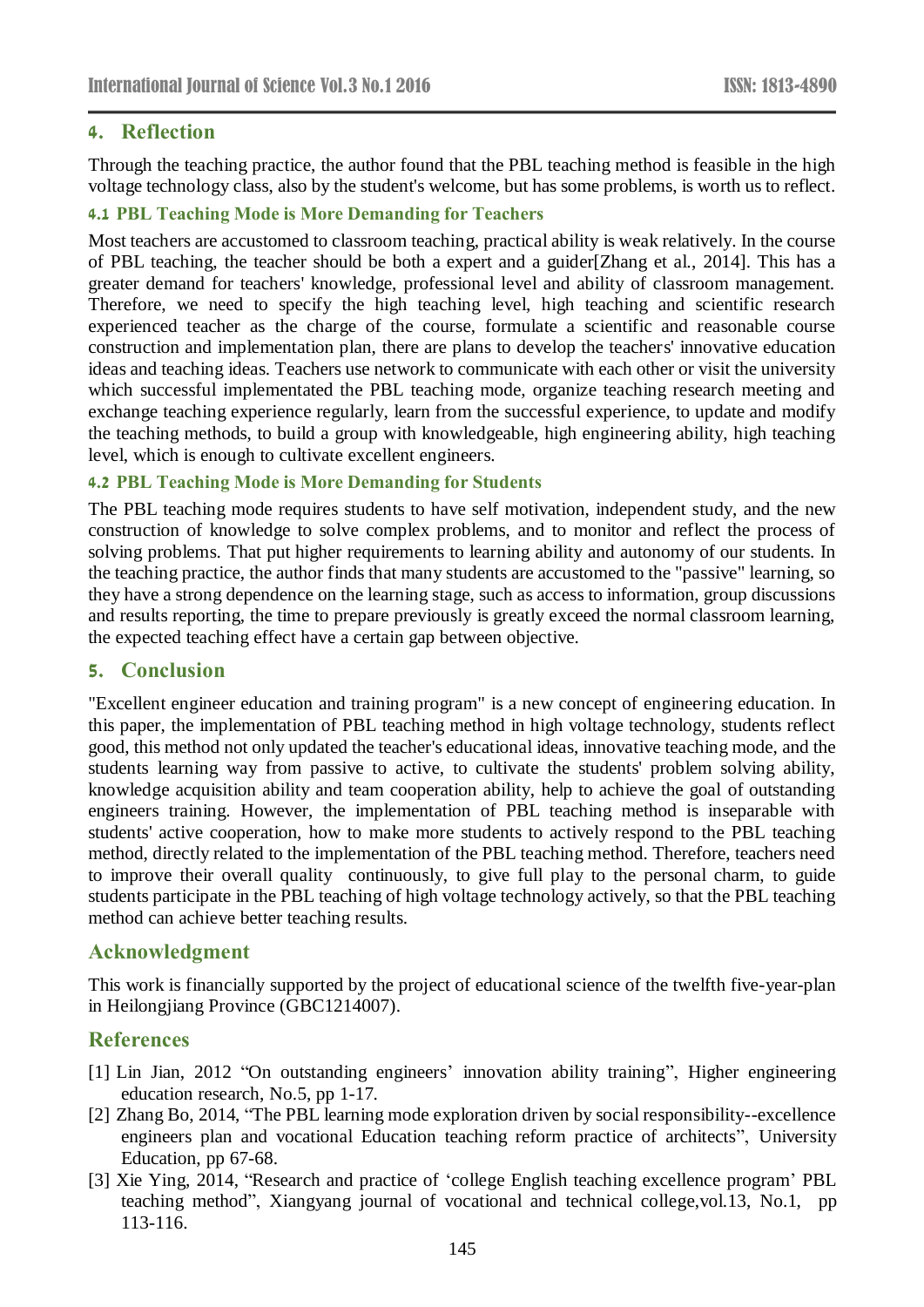## 4. Reflection

Through the teaching practice, the author found that the PBL teaching method is feasible in the high voltage technology class, also by the student's welcome, but has some problems, is worth us to reflect.

### 4.1 PBL Teaching Mode is More Demanding for Teachers

Most teachers are accustomed to classroom teaching, practical ability is weak relatively. In the course of PBL teaching, the teacher should be both a expert and a guider[Zhang et al., 2014]. This has a greater demand for teachers' knowledge, professional level and ability of classroom management. Therefore, we need to specify the high teaching level, high teaching and scientific research experienced teacher as the charge of the course, formulate a scientific and reasonable course construction and implementation plan, there are plans to develop the teachers' innovative education ideas and teaching ideas. Teachers use network to communicate with each other or visit the university which successful implementated the PBL teaching mode, organize teaching research meeting and exchange teaching experience regularly, learn from the successful experience, to update and modify the teaching methods, to build a group with knowledgeable, high engineering ability, high teaching level, which is enough to cultivate excellent engineers.

### 4.2 PBL Teaching Mode is More Demanding for Students

The PBL teaching mode requires students to have self motivation, independent study, and the new construction of knowledge to solve complex problems, and to monitor and reflect the process of solving problems. That put higher requirements to learning ability and autonomy of our students. In the teaching practice, the author finds that many students are accustomed to the "passive" learning, so they have a strong dependence on the learning stage, such as access to information, group discussions and results reporting, the time to prepare previously is greatly exceed the normal classroom learning, the expected teaching effect have a certain gap between objective.

## 5. Conclusion

"Excellent engineer education and training program" is a new concept of engineering education. In this paper, the implementation of PBL teaching method in high voltage technology, students reflect good, this method not only updated the teacher's educational ideas, innovative teaching mode, and the students learning way from passive to active, to cultivate the students' problem solving ability, knowledge acquisition ability and team cooperation ability, help to achieve the goal of outstanding engineers training. However, the implementation of PBL teaching method is inseparable with students' active cooperation, how to make more students to actively respond to the PBL teaching method, directly related to the implementation of the PBL teaching method. Therefore, teachers need to improve their overall quality continuously, to give full play to the personal charm, to guide students participate in the PBL teaching of high voltage technology actively, so that the PBL teaching method can achieve better teaching results.

## Acknowledgment

This work is financially supported by the project of educational science of the twelfth five-year-plan in Heilongjiang Province (GBC1214007).

## References

[1] Lin Jian, 2012 "On outstanding engineers' innovation ability training", Higher engineering education research, No.5, pp 1-17.

[2] Zhang Bo, 2014, "The PBL learning mode exploration driven by social responsibility--excellence engineers plan and vocational Education teaching reform practice of architects", University Education, pp 67-68.

[3] Xie Ying, 2014, "Research and practice of 'college English teaching excellence program' PBL teaching method", Xiangyang journal of vocational and technical college,vol.13, No.1, pp 113-116.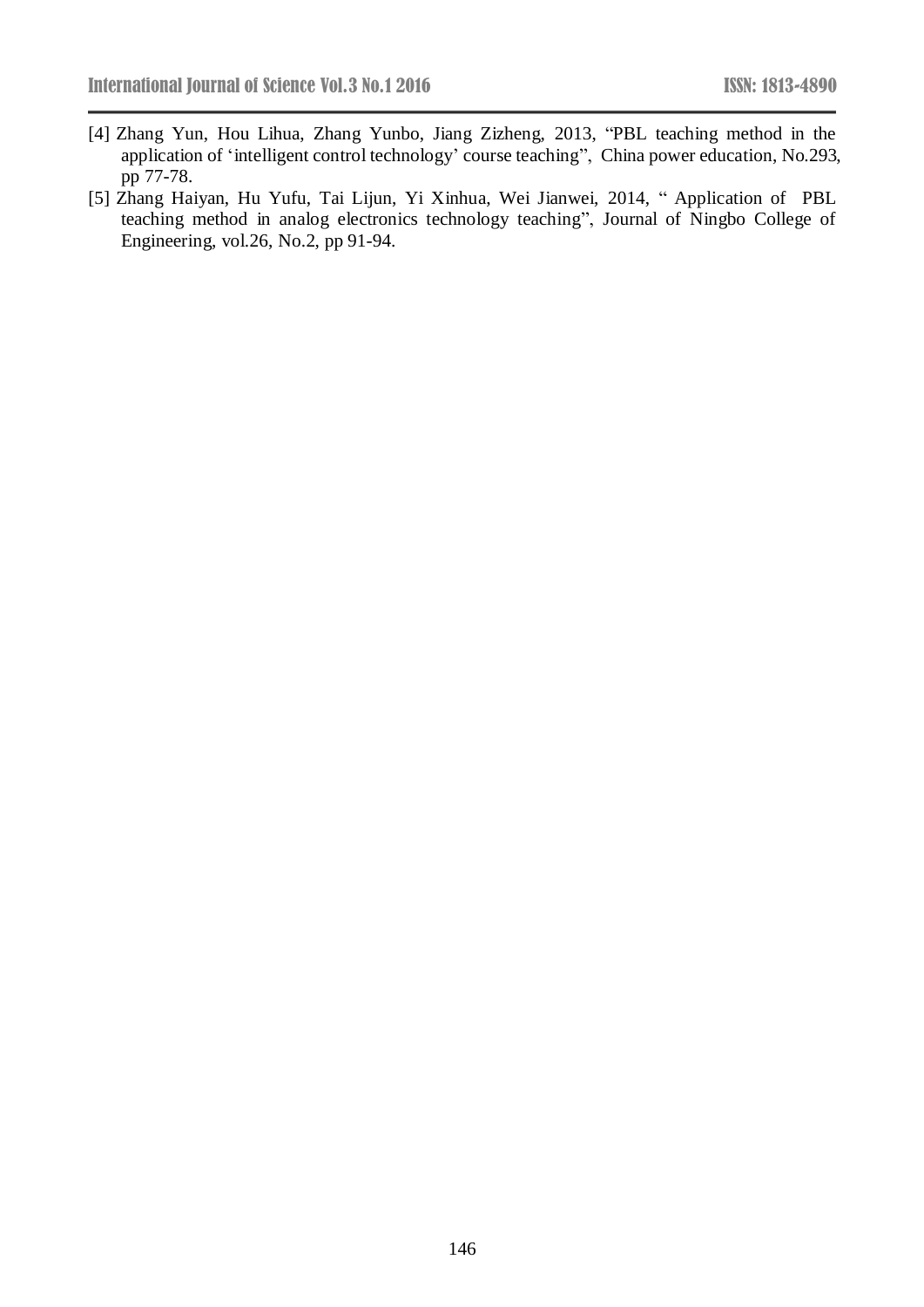[4] Zhang Yun, Hou Lihua, Zhang Yunbo, Jiang Zizheng, 2013, "PBL teaching method in the application of 'intelligent control technology' course teaching", China power education, No.293, pp 77-78.

[5] Zhang Haiyan, Hu Yufu, Tai Lijun, Yi Xinhua, Wei Jianwei, 2014, " Application of PBL teaching method in analog electronics technology teaching", Journal of Ningbo College of Engineering, vol.26, No.2, pp 91-94.